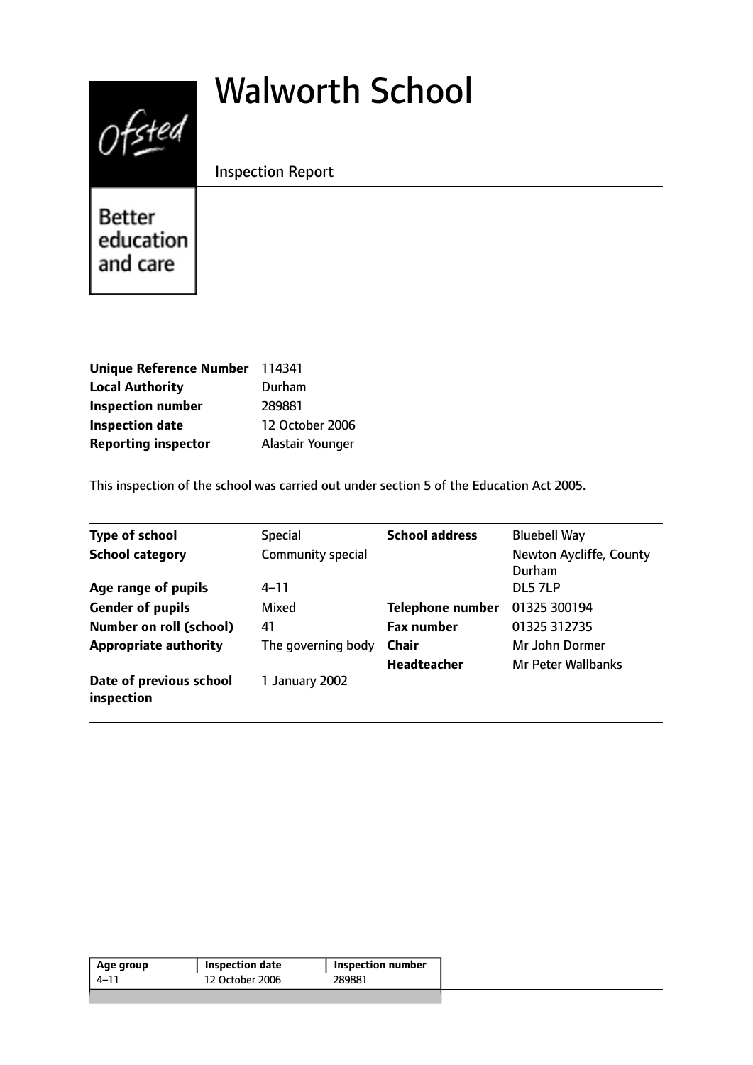# Walworth School

Inspection Report

Ofsted

Better education and care

| | |
|---|---|
| **Unique Reference Number** | 114341 |
| **Local Authority** | Durham |
| **Inspection number** | 289881 |
| **Inspection date** | 12 October 2006 |
| **Reporting inspector** | Alastair Younger |

This inspection of the school was carried out under section 5 of the Education Act 2005.

| | | | |
|---|---|---|---|
| **Type of school** | Special | **School address** | Bluebell Way |
| **School category** | Community special | | Newton Aycliffe, County Durham |
| **Age range of pupils** | 4–11 | | DL5 7LP |
| **Gender of pupils** | Mixed | **Telephone number** | 01325 300194 |
| **Number on roll (school)** | 41 | **Fax number** | 01325 312735 |
| **Appropriate authority** | The governing body | **Chair** | Mr John Dormer |
| | | **Headteacher** | Mr Peter Wallbanks |
| **Date of previous school inspection** | 1 January 2002 | | |

| Age group | Inspection date | Inspection number |
|---|---|---|
| 4–11 | 12 October 2006 | 289881 |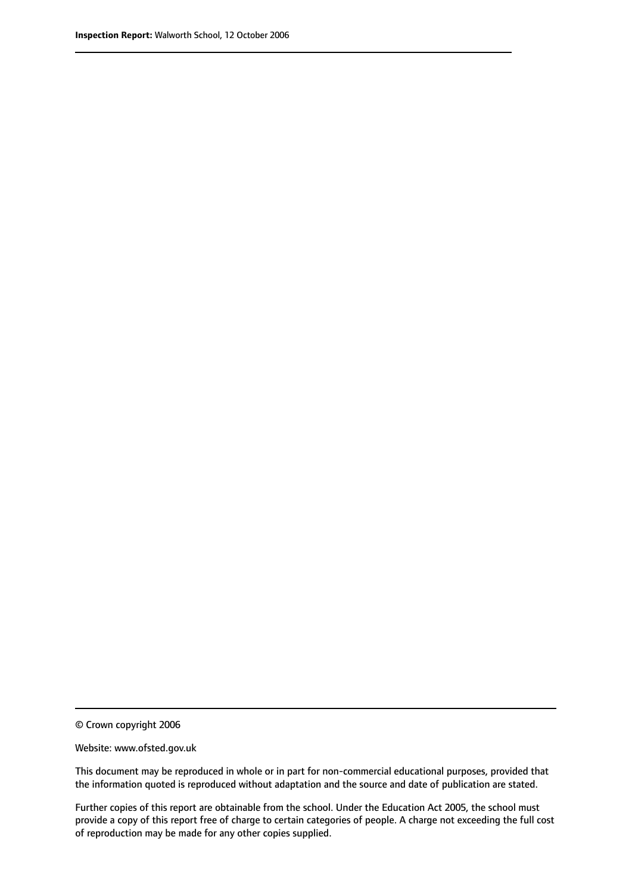© Crown copyright 2006

Website: www.ofsted.gov.uk

This document may be reproduced in whole or in part for non-commercial educational purposes, provided that the information quoted is reproduced without adaptation and the source and date of publication are stated.

Further copies of this report are obtainable from the school. Under the Education Act 2005, the school must provide a copy of this report free of charge to certain categories of people. A charge not exceeding the full cost of reproduction may be made for any other copies supplied.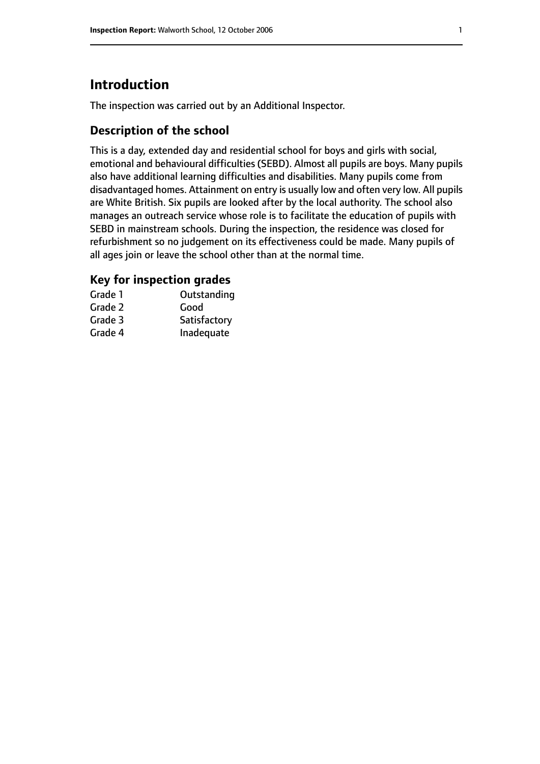# Introduction

The inspection was carried out by an Additional Inspector.

## Description of the school

This is a day, extended day and residential school for boys and girls with social, emotional and behavioural difficulties (SEBD). Almost all pupils are boys. Many pupils also have additional learning difficulties and disabilities. Many pupils come from disadvantaged homes. Attainment on entry is usually low and often very low. All pupils are White British. Six pupils are looked after by the local authority. The school also manages an outreach service whose role is to facilitate the education of pupils with SEBD in mainstream schools. During the inspection, the residence was closed for refurbishment so no judgement on its effectiveness could be made. Many pupils of all ages join or leave the school other than at the normal time.

### Key for inspection grades

| | |
|---|---|
| Grade 1 | Outstanding |
| Grade 2 | Good |
| Grade 3 | Satisfactory |
| Grade 4 | Inadequate |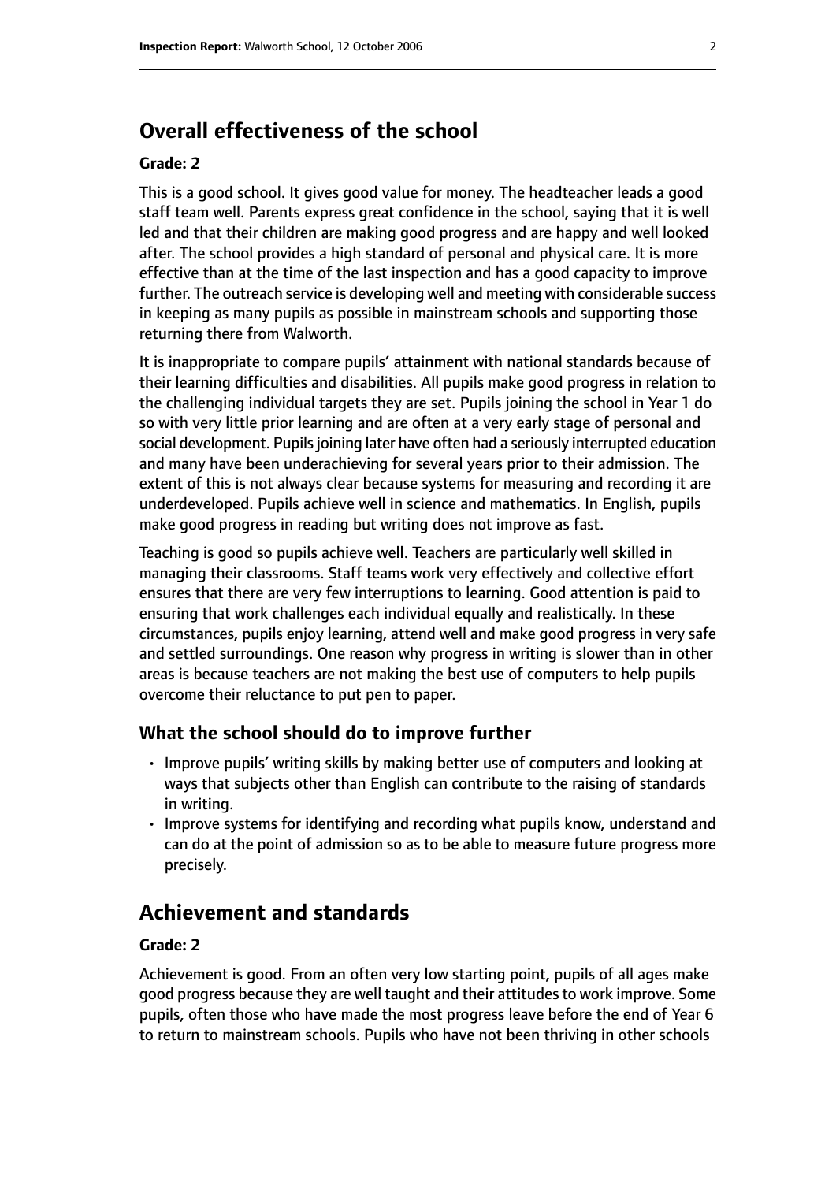## Overall effectiveness of the school

#### Grade: 2

This is a good school. It gives good value for money. The headteacher leads a good staff team well. Parents express great confidence in the school, saying that it is well led and that their children are making good progress and are happy and well looked after. The school provides a high standard of personal and physical care. It is more effective than at the time of the last inspection and has a good capacity to improve further. The outreach service is developing well and meeting with considerable success in keeping as many pupils as possible in mainstream schools and supporting those returning there from Walworth.

It is inappropriate to compare pupils' attainment with national standards because of their learning difficulties and disabilities. All pupils make good progress in relation to the challenging individual targets they are set. Pupils joining the school in Year 1 do so with very little prior learning and are often at a very early stage of personal and social development. Pupils joining later have often had a seriously interrupted education and many have been underachieving for several years prior to their admission. The extent of this is not always clear because systems for measuring and recording it are underdeveloped. Pupils achieve well in science and mathematics. In English, pupils make good progress in reading but writing does not improve as fast.

Teaching is good so pupils achieve well. Teachers are particularly well skilled in managing their classrooms. Staff teams work very effectively and collective effort ensures that there are very few interruptions to learning. Good attention is paid to ensuring that work challenges each individual equally and realistically. In these circumstances, pupils enjoy learning, attend well and make good progress in very safe and settled surroundings. One reason why progress in writing is slower than in other areas is because teachers are not making the best use of computers to help pupils overcome their reluctance to put pen to paper.

### What the school should do to improve further

- Improve pupils' writing skills by making better use of computers and looking at ways that subjects other than English can contribute to the raising of standards in writing.
- Improve systems for identifying and recording what pupils know, understand and can do at the point of admission so as to be able to measure future progress more precisely.

## Achievement and standards

#### Grade: 2

Achievement is good. From an often very low starting point, pupils of all ages make good progress because they are well taught and their attitudes to work improve. Some pupils, often those who have made the most progress leave before the end of Year 6 to return to mainstream schools. Pupils who have not been thriving in other schools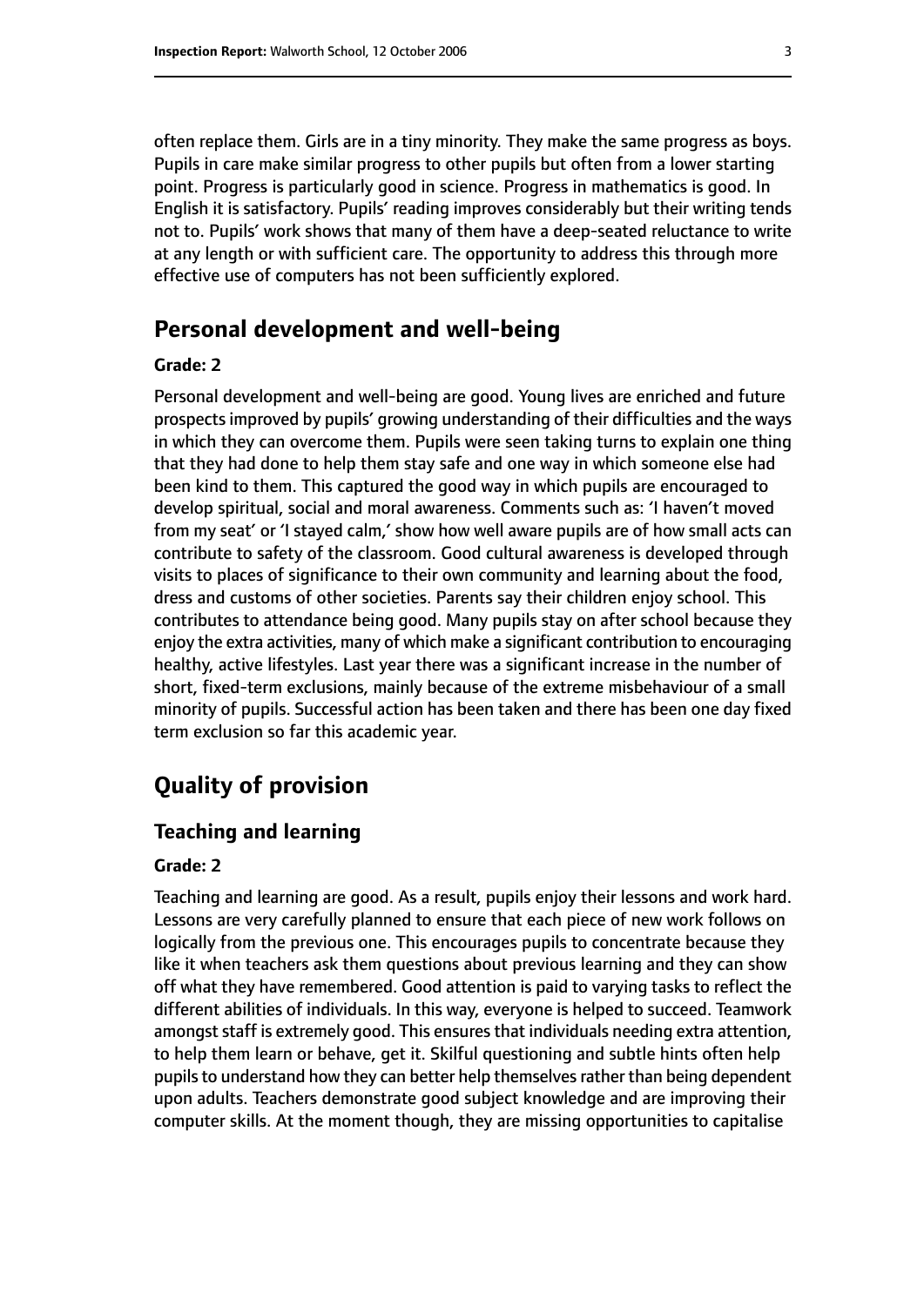often replace them. Girls are in a tiny minority. They make the same progress as boys. Pupils in care make similar progress to other pupils but often from a lower starting point. Progress is particularly good in science. Progress in mathematics is good. In English it is satisfactory. Pupils' reading improves considerably but their writing tends not to. Pupils' work shows that many of them have a deep-seated reluctance to write at any length or with sufficient care. The opportunity to address this through more effective use of computers has not been sufficiently explored.

## Personal development and well-being

#### Grade: 2

Personal development and well-being are good. Young lives are enriched and future prospects improved by pupils' growing understanding of their difficulties and the ways in which they can overcome them. Pupils were seen taking turns to explain one thing that they had done to help them stay safe and one way in which someone else had been kind to them. This captured the good way in which pupils are encouraged to develop spiritual, social and moral awareness. Comments such as: 'I haven't moved from my seat' or 'I stayed calm,' show how well aware pupils are of how small acts can contribute to safety of the classroom. Good cultural awareness is developed through visits to places of significance to their own community and learning about the food, dress and customs of other societies. Parents say their children enjoy school. This contributes to attendance being good. Many pupils stay on after school because they enjoy the extra activities, many of which make a significant contribution to encouraging healthy, active lifestyles. Last year there was a significant increase in the number of short, fixed-term exclusions, mainly because of the extreme misbehaviour of a small minority of pupils. Successful action has been taken and there has been one day fixed term exclusion so far this academic year.

## Quality of provision

### Teaching and learning

#### Grade: 2

Teaching and learning are good. As a result, pupils enjoy their lessons and work hard. Lessons are very carefully planned to ensure that each piece of new work follows on logically from the previous one. This encourages pupils to concentrate because they like it when teachers ask them questions about previous learning and they can show off what they have remembered. Good attention is paid to varying tasks to reflect the different abilities of individuals. In this way, everyone is helped to succeed. Teamwork amongst staff is extremely good. This ensures that individuals needing extra attention, to help them learn or behave, get it. Skilful questioning and subtle hints often help pupils to understand how they can better help themselves rather than being dependent upon adults. Teachers demonstrate good subject knowledge and are improving their computer skills. At the moment though, they are missing opportunities to capitalise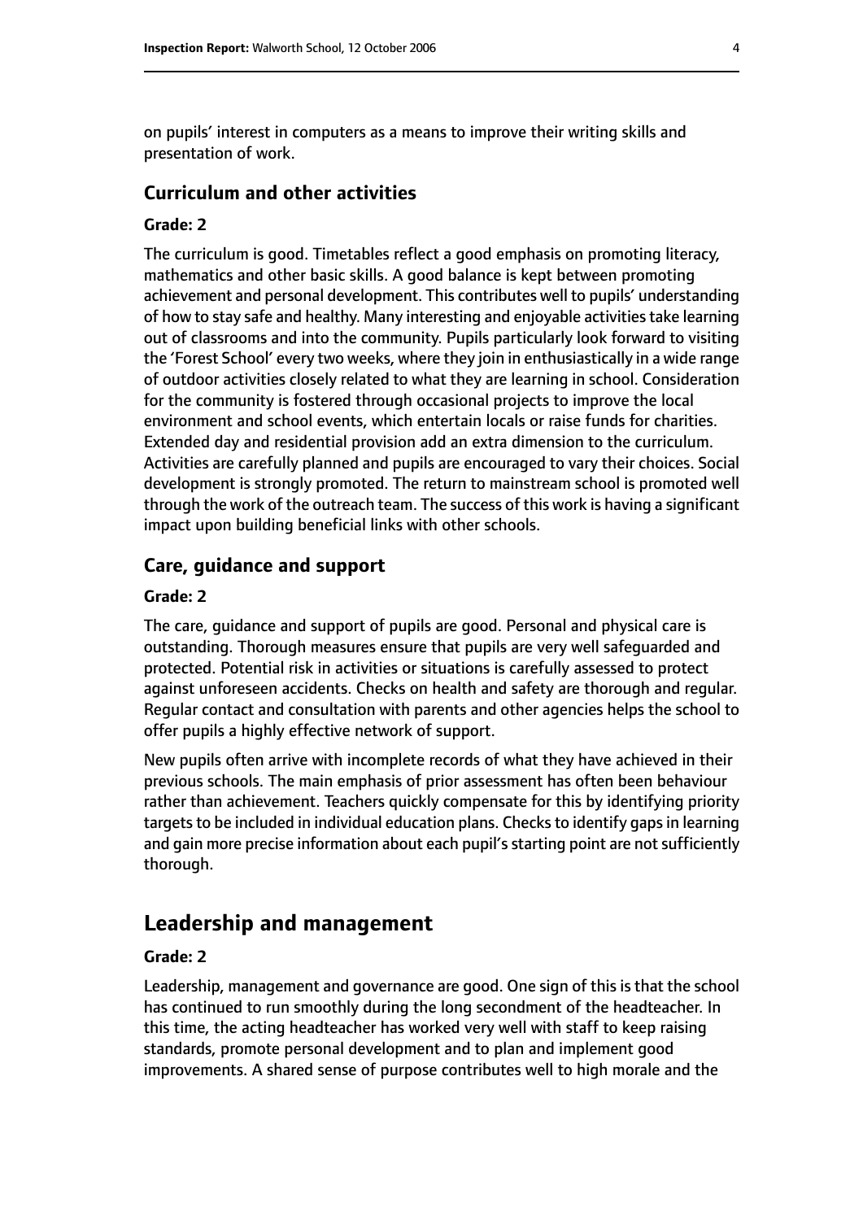on pupils' interest in computers as a means to improve their writing skills and presentation of work.

### Curriculum and other activities

#### Grade: 2

The curriculum is good. Timetables reflect a good emphasis on promoting literacy, mathematics and other basic skills. A good balance is kept between promoting achievement and personal development. This contributes well to pupils' understanding of how to stay safe and healthy. Many interesting and enjoyable activities take learning out of classrooms and into the community. Pupils particularly look forward to visiting the 'Forest School' every two weeks, where they join in enthusiastically in a wide range of outdoor activities closely related to what they are learning in school. Consideration for the community is fostered through occasional projects to improve the local environment and school events, which entertain locals or raise funds for charities. Extended day and residential provision add an extra dimension to the curriculum. Activities are carefully planned and pupils are encouraged to vary their choices. Social development is strongly promoted. The return to mainstream school is promoted well through the work of the outreach team. The success of this work is having a significant impact upon building beneficial links with other schools.

### Care, guidance and support

#### Grade: 2

The care, guidance and support of pupils are good. Personal and physical care is outstanding. Thorough measures ensure that pupils are very well safeguarded and protected. Potential risk in activities or situations is carefully assessed to protect against unforeseen accidents. Checks on health and safety are thorough and regular. Regular contact and consultation with parents and other agencies helps the school to offer pupils a highly effective network of support.

New pupils often arrive with incomplete records of what they have achieved in their previous schools. The main emphasis of prior assessment has often been behaviour rather than achievement. Teachers quickly compensate for this by identifying priority targets to be included in individual education plans. Checks to identify gaps in learning and gain more precise information about each pupil's starting point are not sufficiently thorough.

## Leadership and management

#### Grade: 2

Leadership, management and governance are good. One sign of this is that the school has continued to run smoothly during the long secondment of the headteacher. In this time, the acting headteacher has worked very well with staff to keep raising standards, promote personal development and to plan and implement good improvements. A shared sense of purpose contributes well to high morale and the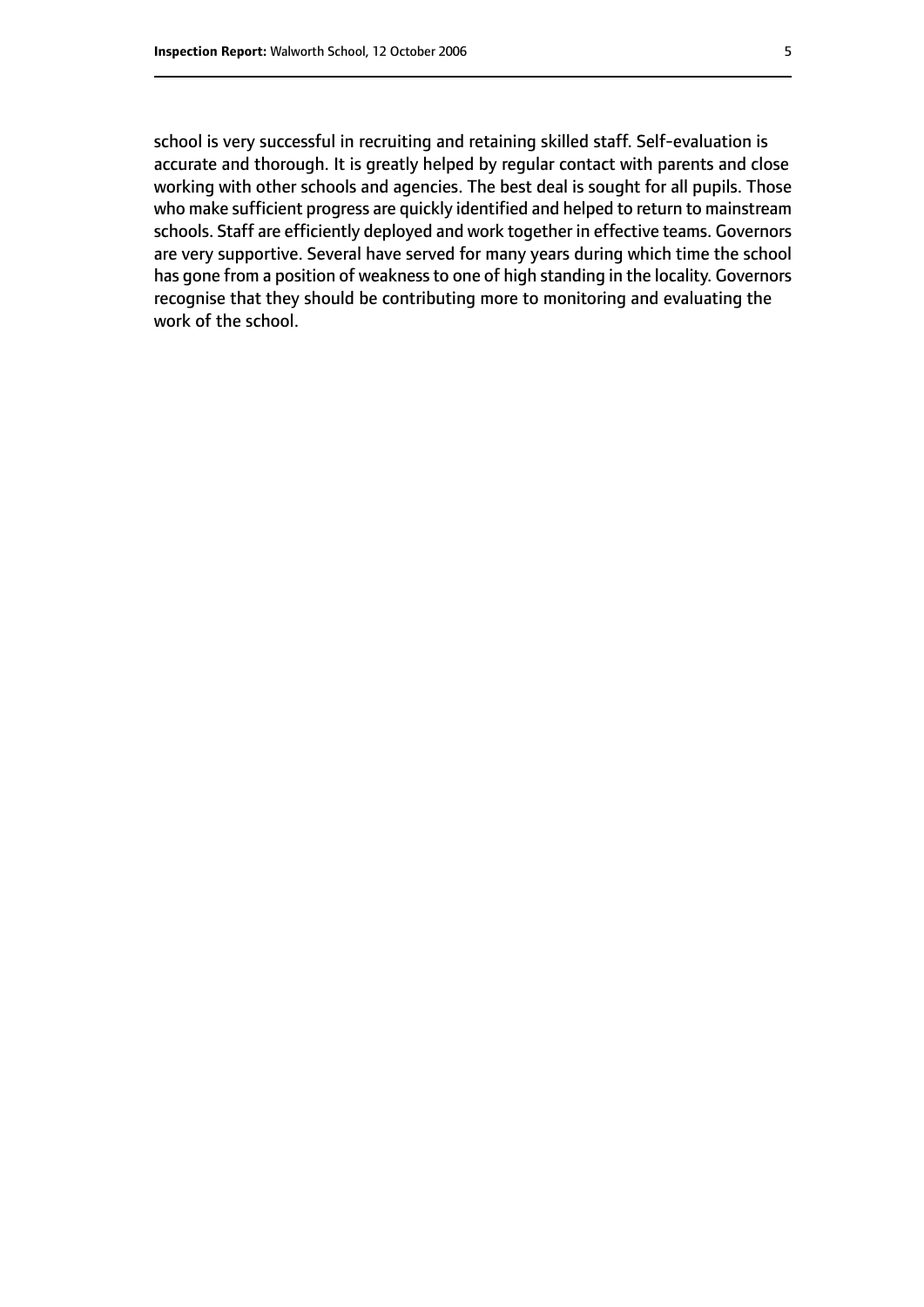school is very successful in recruiting and retaining skilled staff. Self-evaluation is accurate and thorough. It is greatly helped by regular contact with parents and close working with other schools and agencies. The best deal is sought for all pupils. Those who make sufficient progress are quickly identified and helped to return to mainstream schools. Staff are efficiently deployed and work together in effective teams. Governors are very supportive. Several have served for many years during which time the school has gone from a position of weakness to one of high standing in the locality. Governors recognise that they should be contributing more to monitoring and evaluating the work of the school.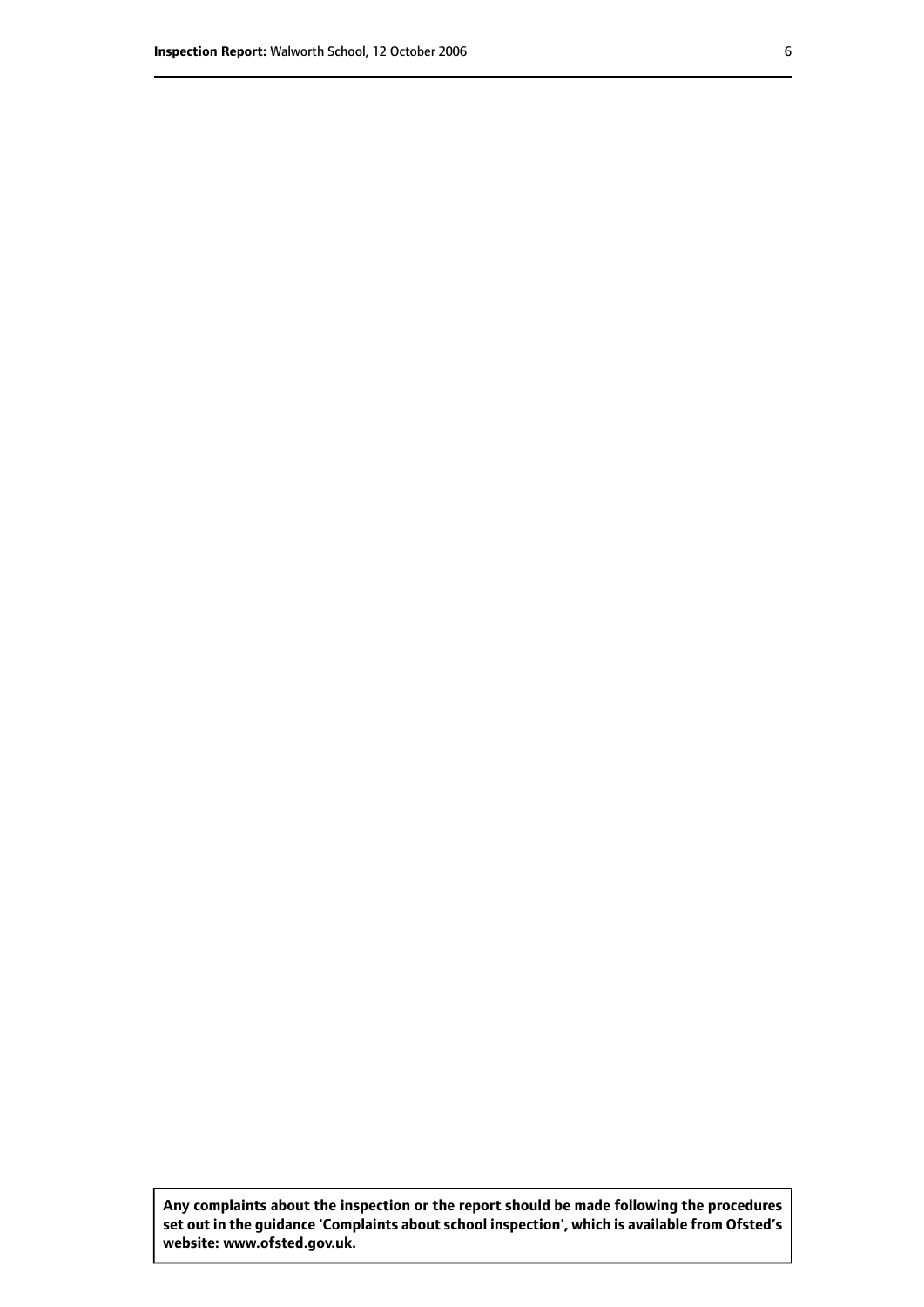**Any complaints about the inspection or the report should be made following the procedures set out in the guidance 'Complaints about school inspection', which is available from Ofsted's website: www.ofsted.gov.uk.**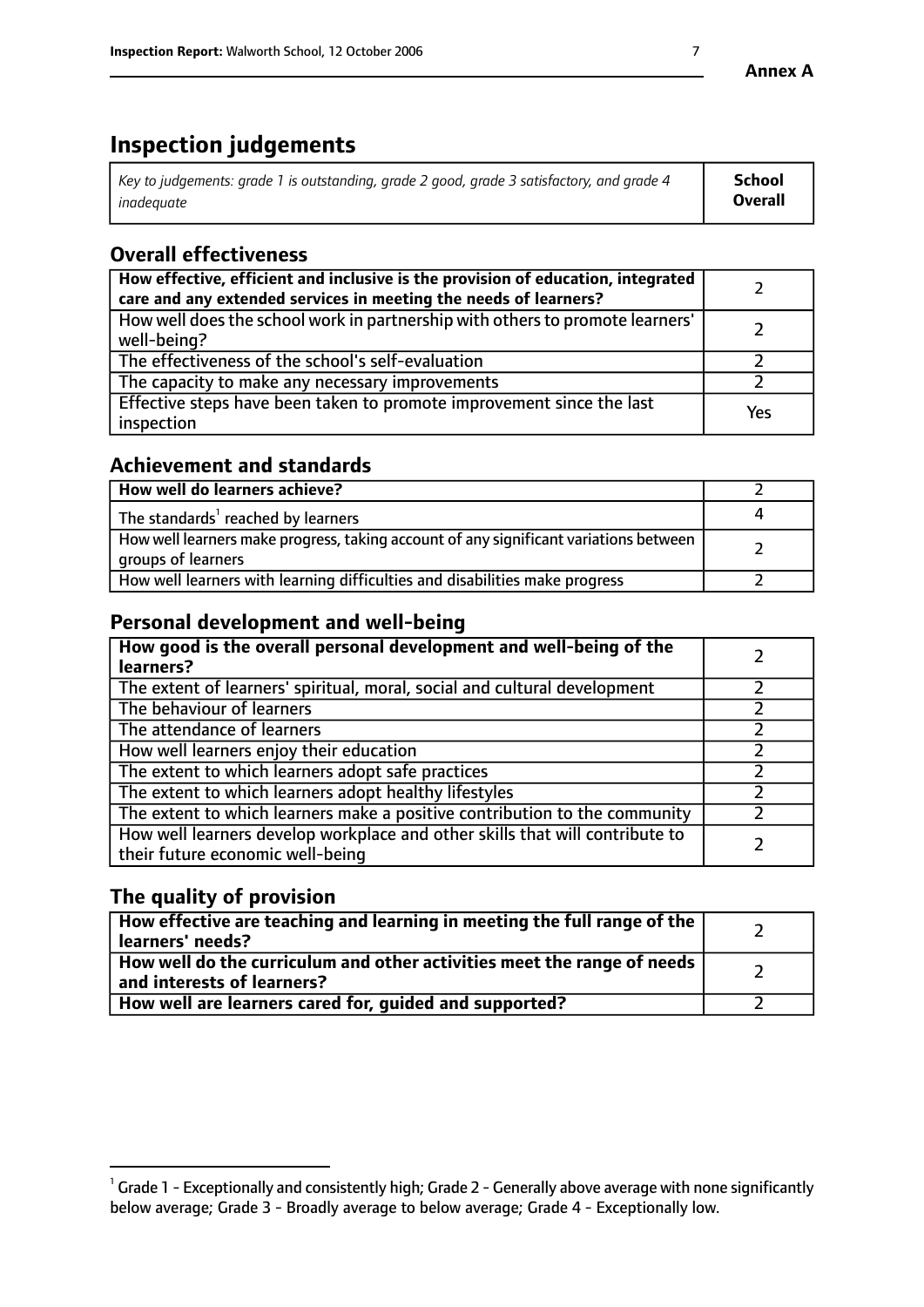**Annex A**

# Inspection judgements

| *Key to judgements: grade 1 is outstanding, grade 2 good, grade 3 satisfactory, and grade 4 inadequate* | **School Overall** |
|---|---|

## Overall effectiveness

| | |
|---|---|
| **How effective, efficient and inclusive is the provision of education, integrated care and any extended services in meeting the needs of learners?** | 2 |
| How well does the school work in partnership with others to promote learners' well-being? | 2 |
| The effectiveness of the school's self-evaluation | 2 |
| The capacity to make any necessary improvements | 2 |
| Effective steps have been taken to promote improvement since the last inspection | Yes |

## Achievement and standards

| | |
|---|---|
| **How well do learners achieve?** | 2 |
| The standards[1] reached by learners | 4 |
| How well learners make progress, taking account of any significant variations between groups of learners | 2 |
| How well learners with learning difficulties and disabilities make progress | 2 |

## Personal development and well-being

| | |
|---|---|
| **How good is the overall personal development and well-being of the learners?** | 2 |
| The extent of learners' spiritual, moral, social and cultural development | 2 |
| The behaviour of learners | 2 |
| The attendance of learners | 2 |
| How well learners enjoy their education | 2 |
| The extent to which learners adopt safe practices | 2 |
| The extent to which learners adopt healthy lifestyles | 2 |
| The extent to which learners make a positive contribution to the community | 2 |
| How well learners develop workplace and other skills that will contribute to their future economic well-being | 2 |

## The quality of provision

| | |
|---|---|
| **How effective are teaching and learning in meeting the full range of the learners' needs?** | 2 |
| **How well do the curriculum and other activities meet the range of needs and interests of learners?** | 2 |
| **How well are learners cared for, guided and supported?** | 2 |

[1] Grade 1 - Exceptionally and consistently high; Grade 2 - Generally above average with none significantly below average; Grade 3 - Broadly average to below average; Grade 4 - Exceptionally low.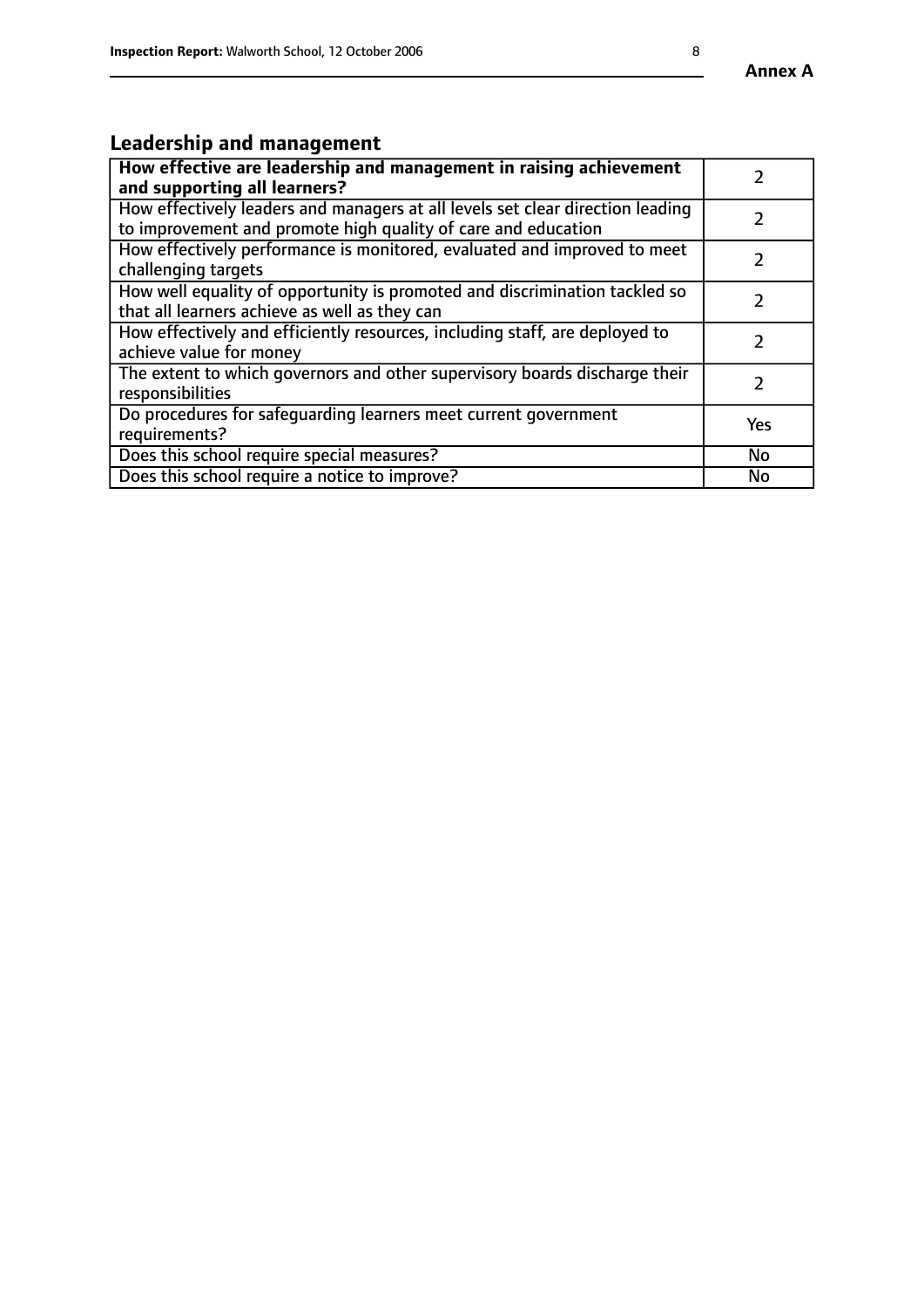## Leadership and management

| **How effective are leadership and management in raising achievement and supporting all learners?** | 2 |
|---|---|
| How effectively leaders and managers at all levels set clear direction leading to improvement and promote high quality of care and education | 2 |
| How effectively performance is monitored, evaluated and improved to meet challenging targets | 2 |
| How well equality of opportunity is promoted and discrimination tackled so that all learners achieve as well as they can | 2 |
| How effectively and efficiently resources, including staff, are deployed to achieve value for money | 2 |
| The extent to which governors and other supervisory boards discharge their responsibilities | 2 |
| Do procedures for safeguarding learners meet current government requirements? | Yes |
| Does this school require special measures? | No |
| Does this school require a notice to improve? | No |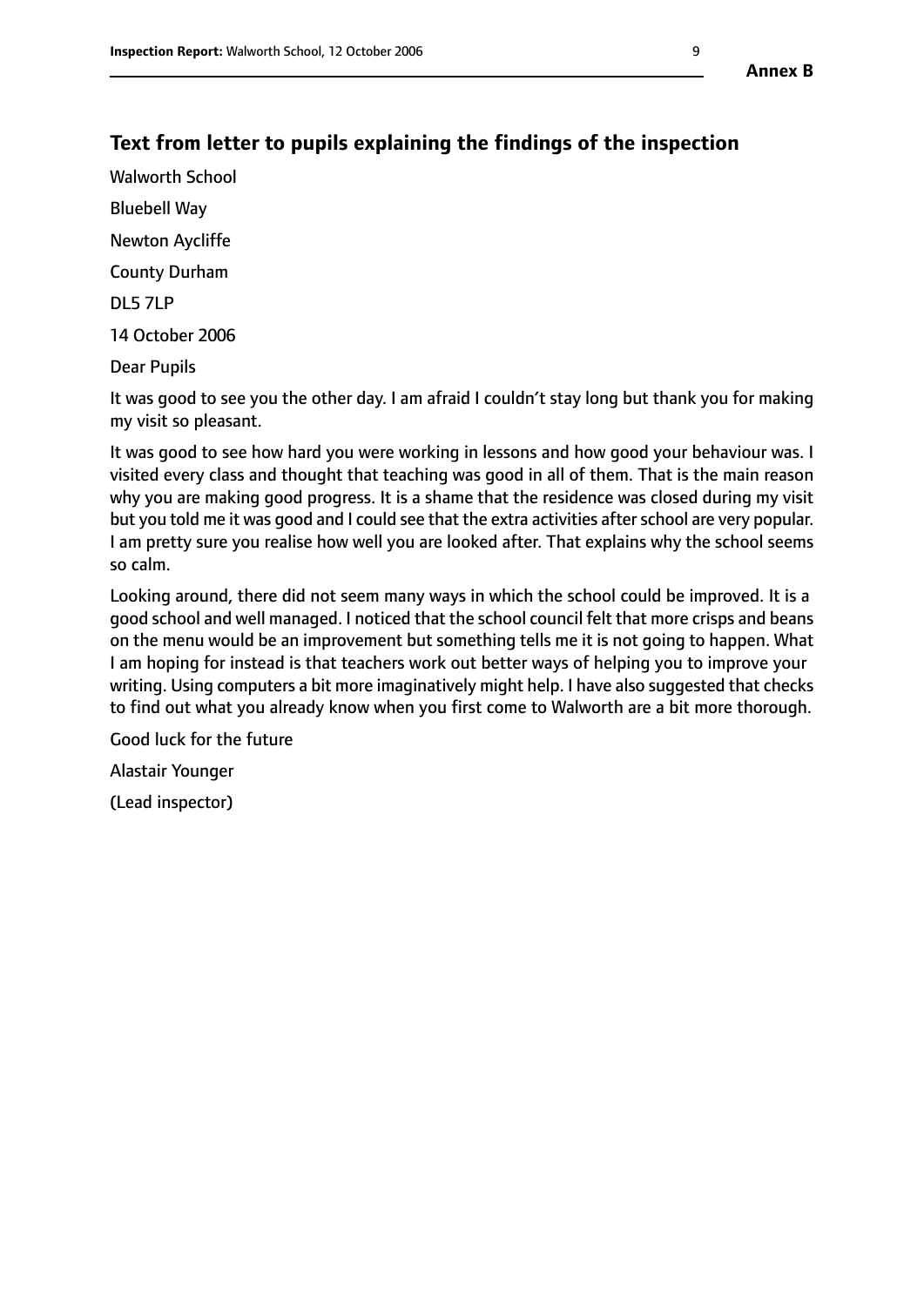## Text from letter to pupils explaining the findings of the inspection

Walworth School

Bluebell Way

Newton Aycliffe

County Durham

DL5 7LP

14 October 2006

Dear Pupils

It was good to see you the other day. I am afraid I couldn't stay long but thank you for making my visit so pleasant.

It was good to see how hard you were working in lessons and how good your behaviour was. I visited every class and thought that teaching was good in all of them. That is the main reason why you are making good progress. It is a shame that the residence was closed during my visit but you told me it was good and I could see that the extra activities after school are very popular. I am pretty sure you realise how well you are looked after. That explains why the school seems so calm.

Looking around, there did not seem many ways in which the school could be improved. It is a good school and well managed. I noticed that the school council felt that more crisps and beans on the menu would be an improvement but something tells me it is not going to happen. What I am hoping for instead is that teachers work out better ways of helping you to improve your writing. Using computers a bit more imaginatively might help. I have also suggested that checks to find out what you already know when you first come to Walworth are a bit more thorough.

Good luck for the future

Alastair Younger

(Lead inspector)